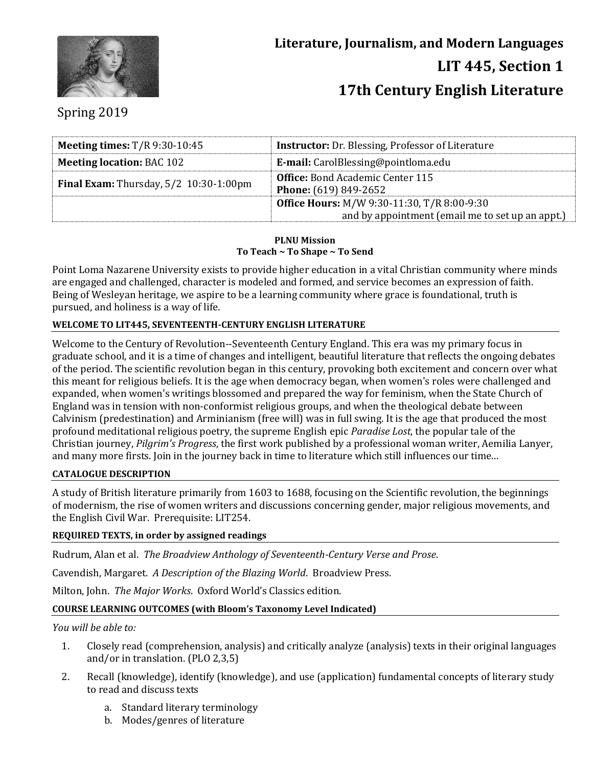# Literature, Journalism, and Modern Languages

## LIT 445, Section 1

## 17th Century English Literature

Spring 2019

| | |
|---|---|
| **Meeting times:** T/R 9:30-10:45 | **Instructor:** Dr. Blessing, Professor of Literature |
| **Meeting location:** BAC 102 | **E-mail:** CarolBlessing@pointloma.edu |
| **Final Exam:** Thursday, 5/2 10:30-1:00pm | **Office:** Bond Academic Center 115<br>**Phone:** (619) 849-2652 |
| | **Office Hours:** M/W 9:30-11:30, T/R 8:00-9:30<br>and by appointment (email me to set up an appt.) |

**PLNU Mission**
**To Teach ~ To Shape ~ To Send**

Point Loma Nazarene University exists to provide higher education in a vital Christian community where minds are engaged and challenged, character is modeled and formed, and service becomes an expression of faith. Being of Wesleyan heritage, we aspire to be a learning community where grace is foundational, truth is pursued, and holiness is a way of life.

### WELCOME TO LIT445, SEVENTEENTH-CENTURY ENGLISH LITERATURE

Welcome to the Century of Revolution--Seventeenth Century England. This era was my primary focus in graduate school, and it is a time of changes and intelligent, beautiful literature that reflects the ongoing debates of the period. The scientific revolution began in this century, provoking both excitement and concern over what this meant for religious beliefs. It is the age when democracy began, when women's roles were challenged and expanded, when women's writings blossomed and prepared the way for feminism, when the State Church of England was in tension with non-conformist religious groups, and when the theological debate between Calvinism (predestination) and Arminianism (free will) was in full swing. It is the age that produced the most profound meditational religious poetry, the supreme English epic *Paradise Lost*, the popular tale of the Christian journey, *Pilgrim's Progress*, the first work published by a professional woman writer, Aemilia Lanyer, and many more firsts. Join in the journey back in time to literature which still influences our time…

### CATALOGUE DESCRIPTION

A study of British literature primarily from 1603 to 1688, focusing on the Scientific revolution, the beginnings of modernism, the rise of women writers and discussions concerning gender, major religious movements, and the English Civil War. Prerequisite: LIT254.

### REQUIRED TEXTS, in order by assigned readings

Rudrum, Alan et al. *The Broadview Anthology of Seventeenth-Century Verse and Prose*.

Cavendish, Margaret. *A Description of the Blazing World*. Broadview Press.

Milton, John. *The Major Works*. Oxford World's Classics edition.

### COURSE LEARNING OUTCOMES (with Bloom's Taxonomy Level Indicated)

*You will be able to:*

1. Closely read (comprehension, analysis) and critically analyze (analysis) texts in their original languages and/or in translation. (PLO 2,3,5)
2. Recall (knowledge), identify (knowledge), and use (application) fundamental concepts of literary study to read and discuss texts
   a. Standard literary terminology
   b. Modes/genres of literature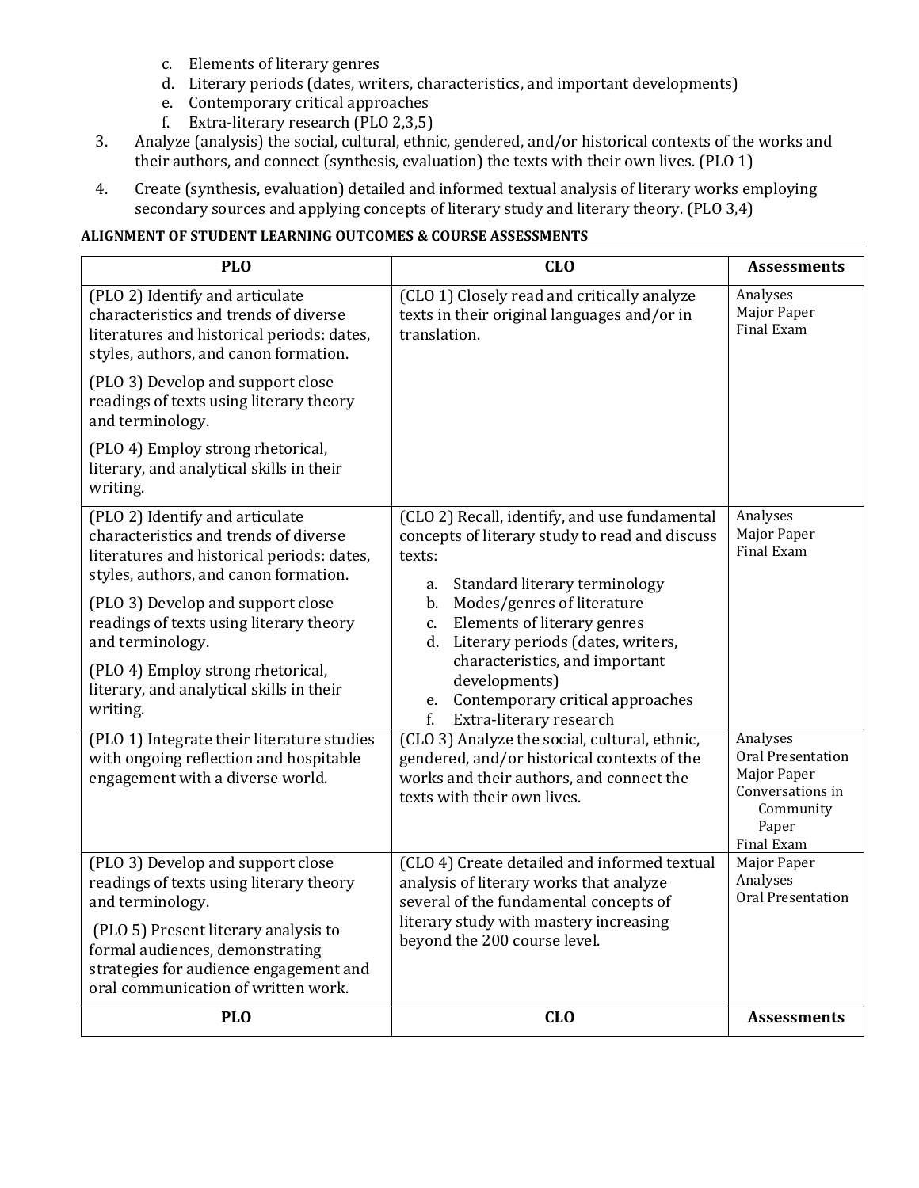c. Elements of literary genres
   d. Literary periods (dates, writers, characteristics, and important developments)
   e. Contemporary critical approaches
   f. Extra-literary research (PLO 2,3,5)

3. Analyze (analysis) the social, cultural, ethnic, gendered, and/or historical contexts of the works and their authors, and connect (synthesis, evaluation) the texts with their own lives. (PLO 1)

4. Create (synthesis, evaluation) detailed and informed textual analysis of literary works employing secondary sources and applying concepts of literary study and literary theory. (PLO 3,4)

**ALIGNMENT OF STUDENT LEARNING OUTCOMES & COURSE ASSESSMENTS**

| PLO | CLO | Assessments |
|---|---|---|
| (PLO 2) Identify and articulate characteristics and trends of diverse literatures and historical periods: dates, styles, authors, and canon formation.<br><br>(PLO 3) Develop and support close readings of texts using literary theory and terminology.<br><br>(PLO 4) Employ strong rhetorical, literary, and analytical skills in their writing. | (CLO 1) Closely read and critically analyze texts in their original languages and/or in translation. | Analyses<br>Major Paper<br>Final Exam |
| (PLO 2) Identify and articulate characteristics and trends of diverse literatures and historical periods: dates, styles, authors, and canon formation.<br><br>(PLO 3) Develop and support close readings of texts using literary theory and terminology.<br><br>(PLO 4) Employ strong rhetorical, literary, and analytical skills in their writing. | (CLO 2) Recall, identify, and use fundamental concepts of literary study to read and discuss texts:<br>a. Standard literary terminology<br>b. Modes/genres of literature<br>c. Elements of literary genres<br>d. Literary periods (dates, writers, characteristics, and important developments)<br>e. Contemporary critical approaches<br>f. Extra-literary research | Analyses<br>Major Paper<br>Final Exam |
| (PLO 1) Integrate their literature studies with ongoing reflection and hospitable engagement with a diverse world. | (CLO 3) Analyze the social, cultural, ethnic, gendered, and/or historical contexts of the works and their authors, and connect the texts with their own lives. | Analyses<br>Oral Presentation<br>Major Paper<br>Conversations in Community Paper<br>Final Exam |
| (PLO 3) Develop and support close readings of texts using literary theory and terminology.<br><br>(PLO 5) Present literary analysis to formal audiences, demonstrating strategies for audience engagement and oral communication of written work. | (CLO 4) Create detailed and informed textual analysis of literary works that analyze several of the fundamental concepts of literary study with mastery increasing beyond the 200 course level. | Major Paper<br>Analyses<br>Oral Presentation |
| **PLO** | **CLO** | **Assessments** |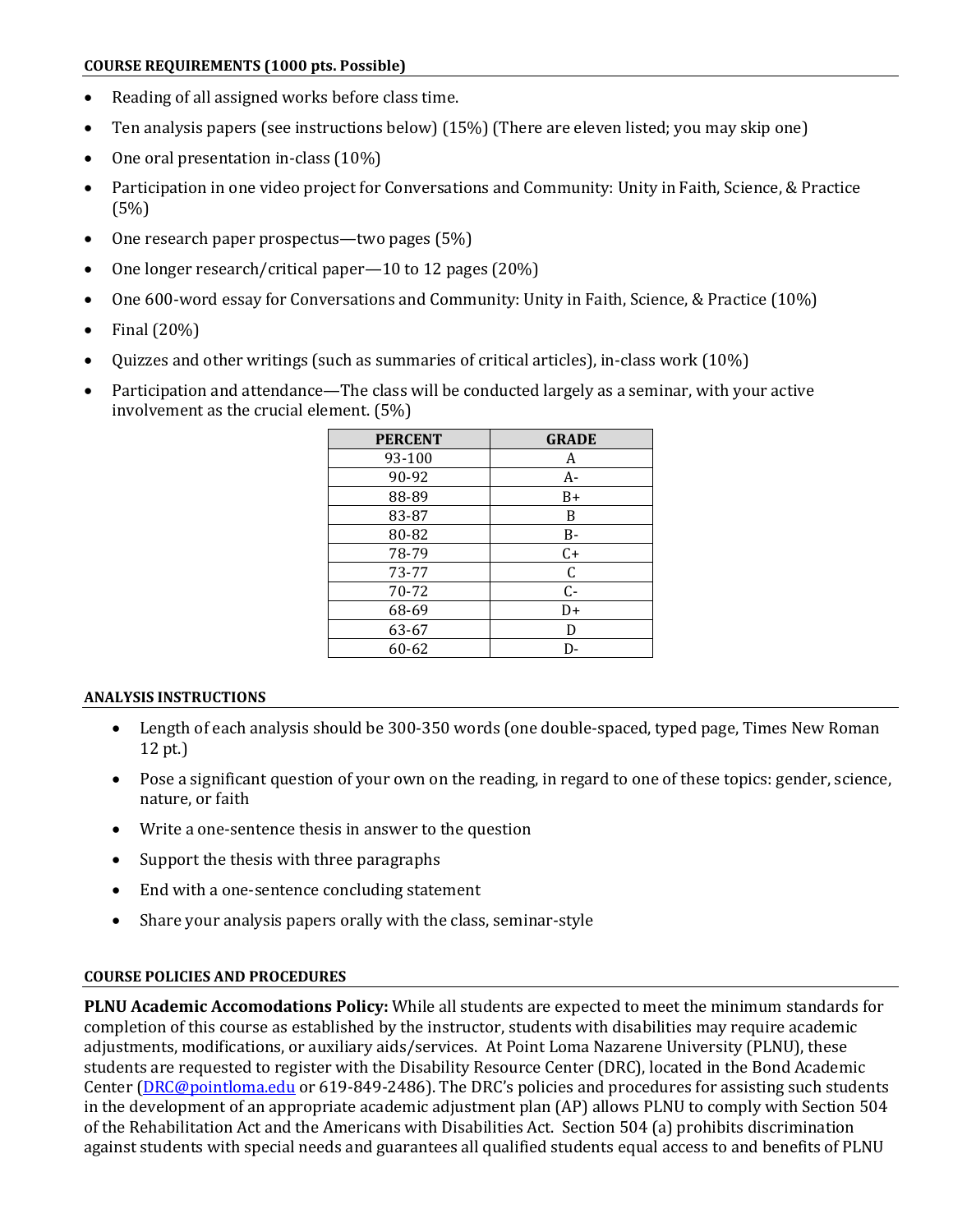**COURSE REQUIREMENTS (1000 pts. Possible)**

- Reading of all assigned works before class time.
- Ten analysis papers (see instructions below) (15%) (There are eleven listed; you may skip one)
- One oral presentation in-class (10%)
- Participation in one video project for Conversations and Community: Unity in Faith, Science, & Practice (5%)
- One research paper prospectus—two pages (5%)
- One longer research/critical paper—10 to 12 pages (20%)
- One 600-word essay for Conversations and Community: Unity in Faith, Science, & Practice (10%)
- Final (20%)
- Quizzes and other writings (such as summaries of critical articles), in-class work (10%)
- Participation and attendance—The class will be conducted largely as a seminar, with your active involvement as the crucial element. (5%)

| PERCENT | GRADE |
|---|---|
| 93-100 | A |
| 90-92 | A- |
| 88-89 | B+ |
| 83-87 | B |
| 80-82 | B- |
| 78-79 | C+ |
| 73-77 | C |
| 70-72 | C- |
| 68-69 | D+ |
| 63-67 | D |
| 60-62 | D- |

**ANALYSIS INSTRUCTIONS**

- Length of each analysis should be 300-350 words (one double-spaced, typed page, Times New Roman 12 pt.)
- Pose a significant question of your own on the reading, in regard to one of these topics: gender, science, nature, or faith
- Write a one-sentence thesis in answer to the question
- Support the thesis with three paragraphs
- End with a one-sentence concluding statement
- Share your analysis papers orally with the class, seminar-style

**COURSE POLICIES AND PROCEDURES**

**PLNU Academic Accomodations Policy:** While all students are expected to meet the minimum standards for completion of this course as established by the instructor, students with disabilities may require academic adjustments, modifications, or auxiliary aids/services. At Point Loma Nazarene University (PLNU), these students are requested to register with the Disability Resource Center (DRC), located in the Bond Academic Center (DRC@pointloma.edu or 619-849-2486). The DRC's policies and procedures for assisting such students in the development of an appropriate academic adjustment plan (AP) allows PLNU to comply with Section 504 of the Rehabilitation Act and the Americans with Disabilities Act. Section 504 (a) prohibits discrimination against students with special needs and guarantees all qualified students equal access to and benefits of PLNU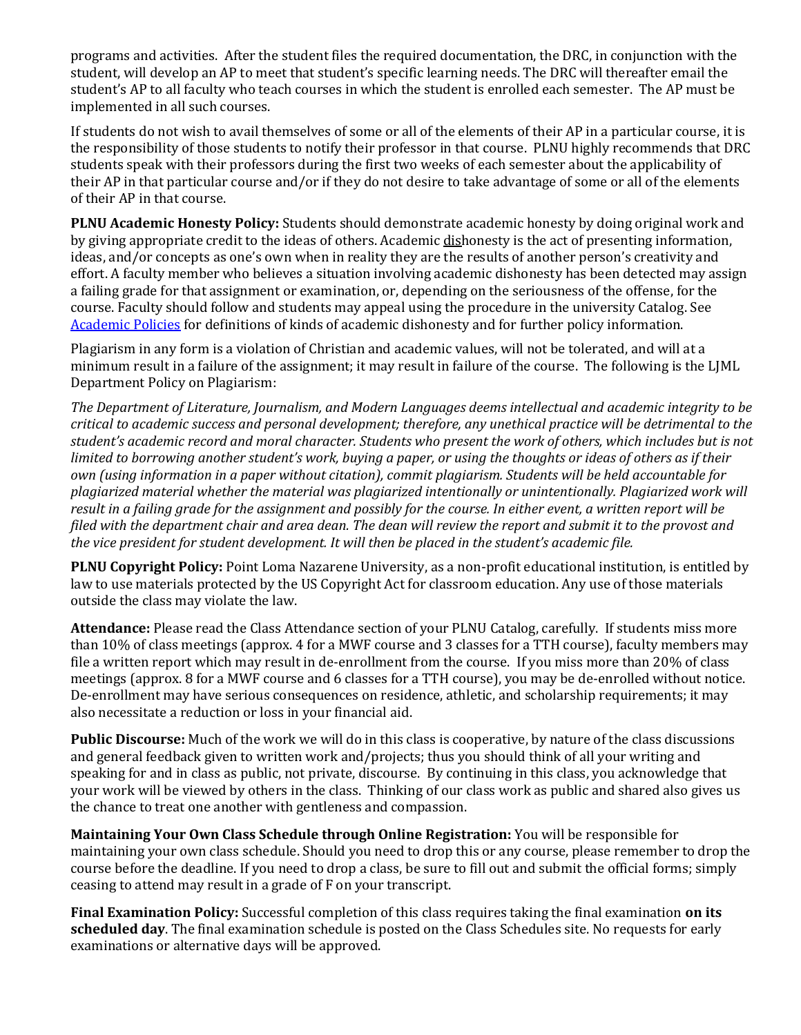programs and activities. After the student files the required documentation, the DRC, in conjunction with the student, will develop an AP to meet that student's specific learning needs. The DRC will thereafter email the student's AP to all faculty who teach courses in which the student is enrolled each semester. The AP must be implemented in all such courses.

If students do not wish to avail themselves of some or all of the elements of their AP in a particular course, it is the responsibility of those students to notify their professor in that course. PLNU highly recommends that DRC students speak with their professors during the first two weeks of each semester about the applicability of their AP in that particular course and/or if they do not desire to take advantage of some or all of the elements of their AP in that course.

**PLNU Academic Honesty Policy:** Students should demonstrate academic honesty by doing original work and by giving appropriate credit to the ideas of others. Academic dishonesty is the act of presenting information, ideas, and/or concepts as one's own when in reality they are the results of another person's creativity and effort. A faculty member who believes a situation involving academic dishonesty has been detected may assign a failing grade for that assignment or examination, or, depending on the seriousness of the offense, for the course. Faculty should follow and students may appeal using the procedure in the university Catalog. See Academic Policies for definitions of kinds of academic dishonesty and for further policy information.

Plagiarism in any form is a violation of Christian and academic values, will not be tolerated, and will at a minimum result in a failure of the assignment; it may result in failure of the course. The following is the LJML Department Policy on Plagiarism:

*The Department of Literature, Journalism, and Modern Languages deems intellectual and academic integrity to be critical to academic success and personal development; therefore, any unethical practice will be detrimental to the student's academic record and moral character. Students who present the work of others, which includes but is not limited to borrowing another student's work, buying a paper, or using the thoughts or ideas of others as if their own (using information in a paper without citation), commit plagiarism. Students will be held accountable for plagiarized material whether the material was plagiarized intentionally or unintentionally. Plagiarized work will result in a failing grade for the assignment and possibly for the course. In either event, a written report will be filed with the department chair and area dean. The dean will review the report and submit it to the provost and the vice president for student development. It will then be placed in the student's academic file.*

**PLNU Copyright Policy:** Point Loma Nazarene University, as a non-profit educational institution, is entitled by law to use materials protected by the US Copyright Act for classroom education. Any use of those materials outside the class may violate the law.

**Attendance:** Please read the Class Attendance section of your PLNU Catalog, carefully. If students miss more than 10% of class meetings (approx. 4 for a MWF course and 3 classes for a TTH course), faculty members may file a written report which may result in de-enrollment from the course. If you miss more than 20% of class meetings (approx. 8 for a MWF course and 6 classes for a TTH course), you may be de-enrolled without notice. De-enrollment may have serious consequences on residence, athletic, and scholarship requirements; it may also necessitate a reduction or loss in your financial aid.

**Public Discourse:** Much of the work we will do in this class is cooperative, by nature of the class discussions and general feedback given to written work and/projects; thus you should think of all your writing and speaking for and in class as public, not private, discourse. By continuing in this class, you acknowledge that your work will be viewed by others in the class. Thinking of our class work as public and shared also gives us the chance to treat one another with gentleness and compassion.

**Maintaining Your Own Class Schedule through Online Registration:** You will be responsible for maintaining your own class schedule. Should you need to drop this or any course, please remember to drop the course before the deadline. If you need to drop a class, be sure to fill out and submit the official forms; simply ceasing to attend may result in a grade of F on your transcript.

**Final Examination Policy:** Successful completion of this class requires taking the final examination **on its scheduled day**. The final examination schedule is posted on the Class Schedules site. No requests for early examinations or alternative days will be approved.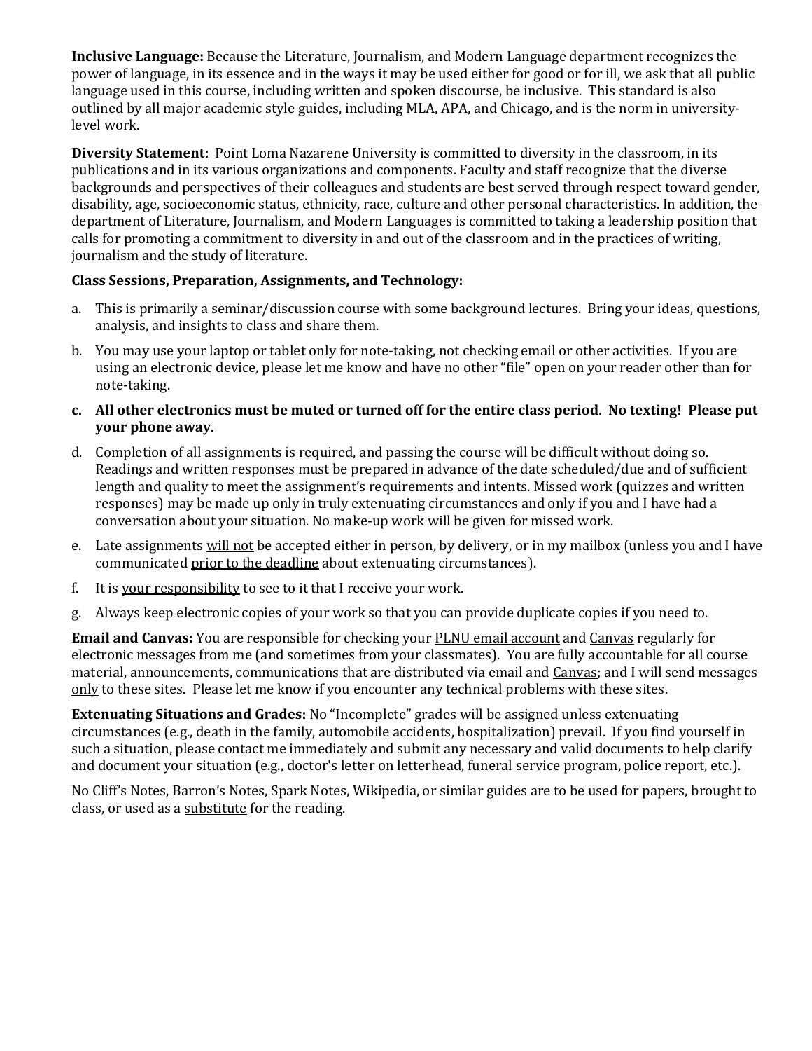**Inclusive Language:** Because the Literature, Journalism, and Modern Language department recognizes the power of language, in its essence and in the ways it may be used either for good or for ill, we ask that all public language used in this course, including written and spoken discourse, be inclusive. This standard is also outlined by all major academic style guides, including MLA, APA, and Chicago, and is the norm in university-level work.

**Diversity Statement:** Point Loma Nazarene University is committed to diversity in the classroom, in its publications and in its various organizations and components. Faculty and staff recognize that the diverse backgrounds and perspectives of their colleagues and students are best served through respect toward gender, disability, age, socioeconomic status, ethnicity, race, culture and other personal characteristics. In addition, the department of Literature, Journalism, and Modern Languages is committed to taking a leadership position that calls for promoting a commitment to diversity in and out of the classroom and in the practices of writing, journalism and the study of literature.

**Class Sessions, Preparation, Assignments, and Technology:**

a. This is primarily a seminar/discussion course with some background lectures. Bring your ideas, questions, analysis, and insights to class and share them.

b. You may use your laptop or tablet only for note-taking, <u>not</u> checking email or other activities. If you are using an electronic device, please let me know and have no other "file" open on your reader other than for note-taking.

**c. All other electronics must be muted or turned off for the entire class period. No texting! Please put your phone away.**

d. Completion of all assignments is required, and passing the course will be difficult without doing so. Readings and written responses must be prepared in advance of the date scheduled/due and of sufficient length and quality to meet the assignment's requirements and intents. Missed work (quizzes and written responses) may be made up only in truly extenuating circumstances and only if you and I have had a conversation about your situation. No make-up work will be given for missed work.

e. Late assignments <u>will not</u> be accepted either in person, by delivery, or in my mailbox (unless you and I have communicated <u>prior to the deadline</u> about extenuating circumstances).

f. It is <u>your responsibility</u> to see to it that I receive your work.

g. Always keep electronic copies of your work so that you can provide duplicate copies if you need to.

**Email and Canvas:** You are responsible for checking your <u>PLNU email account</u> and <u>Canvas</u> regularly for electronic messages from me (and sometimes from your classmates). You are fully accountable for all course material, announcements, communications that are distributed via email and <u>Canvas</u>; and I will send messages <u>only</u> to these sites. Please let me know if you encounter any technical problems with these sites.

**Extenuating Situations and Grades:** No "Incomplete" grades will be assigned unless extenuating circumstances (e.g., death in the family, automobile accidents, hospitalization) prevail. If you find yourself in such a situation, please contact me immediately and submit any necessary and valid documents to help clarify and document your situation (e.g., doctor's letter on letterhead, funeral service program, police report, etc.).

No <u>Cliff's Notes</u>, <u>Barron's Notes</u>, <u>Spark Notes</u>, <u>Wikipedia</u>, or similar guides are to be used for papers, brought to class, or used as a <u>substitute</u> for the reading.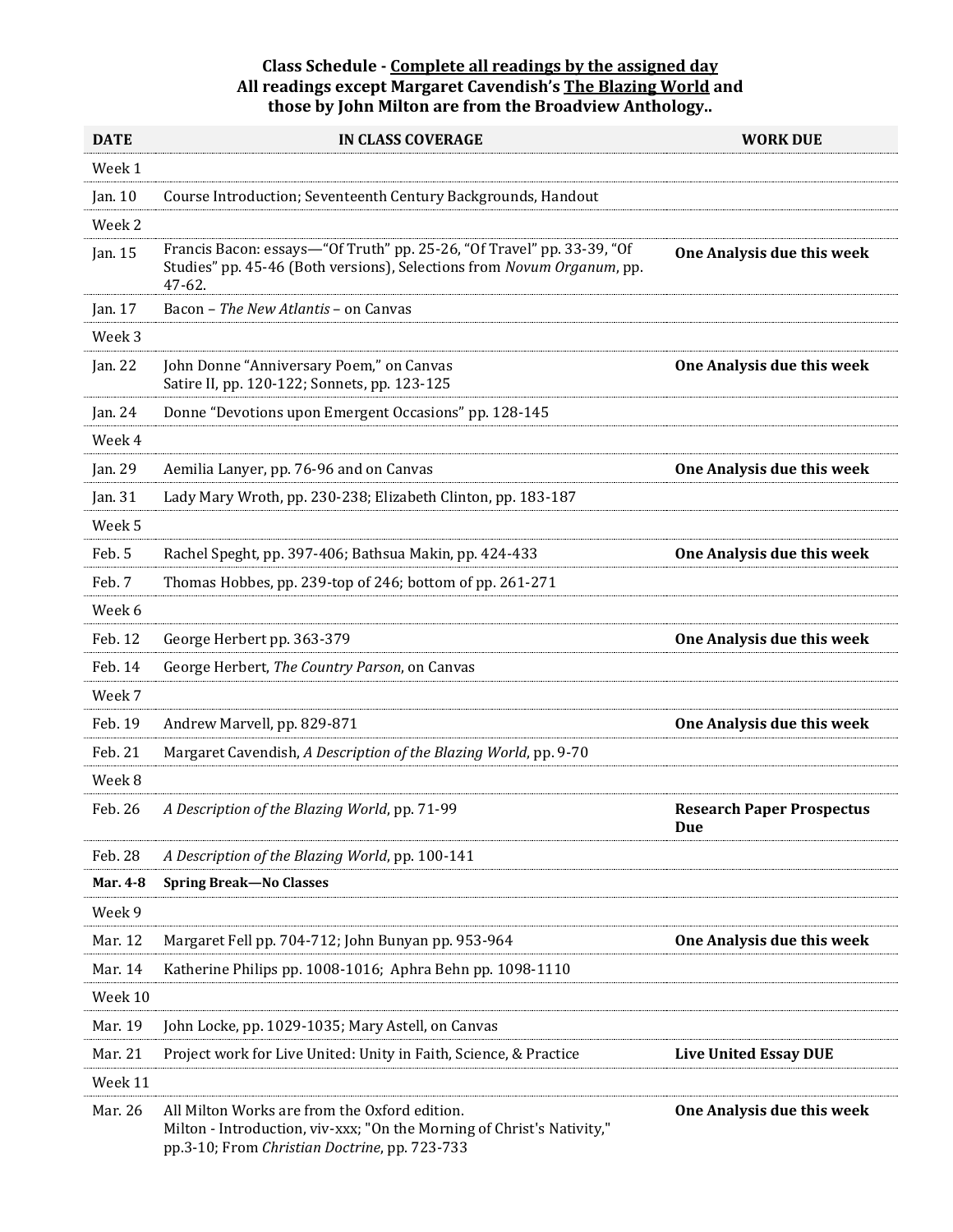**Class Schedule - Complete all readings by the assigned day**
**All readings except Margaret Cavendish's The Blazing World and those by John Milton are from the Broadview Anthology..**

| DATE | IN CLASS COVERAGE | WORK DUE |
|---|---|---|
| Week 1 | | |
| Jan. 10 | Course Introduction; Seventeenth Century Backgrounds, Handout | |
| Week 2 | | |
| Jan. 15 | Francis Bacon: essays—"Of Truth" pp. 25-26, "Of Travel" pp. 33-39, "Of Studies" pp. 45-46 (Both versions), Selections from *Novum Organum*, pp. 47-62. | **One Analysis due this week** |
| Jan. 17 | Bacon – *The New Atlantis* – on Canvas | |
| Week 3 | | |
| Jan. 22 | John Donne "Anniversary Poem," on Canvas<br>Satire II, pp. 120-122; Sonnets, pp. 123-125 | **One Analysis due this week** |
| Jan. 24 | Donne "Devotions upon Emergent Occasions" pp. 128-145 | |
| Week 4 | | |
| Jan. 29 | Aemilia Lanyer, pp. 76-96 and on Canvas | **One Analysis due this week** |
| Jan. 31 | Lady Mary Wroth, pp. 230-238; Elizabeth Clinton, pp. 183-187 | |
| Week 5 | | |
| Feb. 5 | Rachel Speght, pp. 397-406; Bathsua Makin, pp. 424-433 | **One Analysis due this week** |
| Feb. 7 | Thomas Hobbes, pp. 239-top of 246; bottom of pp. 261-271 | |
| Week 6 | | |
| Feb. 12 | George Herbert pp. 363-379 | **One Analysis due this week** |
| Feb. 14 | George Herbert, *The Country Parson*, on Canvas | |
| Week 7 | | |
| Feb. 19 | Andrew Marvell, pp. 829-871 | **One Analysis due this week** |
| Feb. 21 | Margaret Cavendish, *A Description of the Blazing World*, pp. 9-70 | |
| Week 8 | | |
| Feb. 26 | *A Description of the Blazing World*, pp. 71-99 | **Research Paper Prospectus Due** |
| Feb. 28 | *A Description of the Blazing World*, pp. 100-141 | |
| **Mar. 4-8** | **Spring Break—No Classes** | |
| Week 9 | | |
| Mar. 12 | Margaret Fell pp. 704-712; John Bunyan pp. 953-964 | **One Analysis due this week** |
| Mar. 14 | Katherine Philips pp. 1008-1016; Aphra Behn pp. 1098-1110 | |
| Week 10 | | |
| Mar. 19 | John Locke, pp. 1029-1035; Mary Astell, on Canvas | |
| Mar. 21 | Project work for Live United: Unity in Faith, Science, & Practice | **Live United Essay DUE** |
| Week 11 | | |
| Mar. 26 | All Milton Works are from the Oxford edition.<br>Milton - Introduction, viv-xxx; "On the Morning of Christ's Nativity," pp.3-10; From *Christian Doctrine*, pp. 723-733 | **One Analysis due this week** |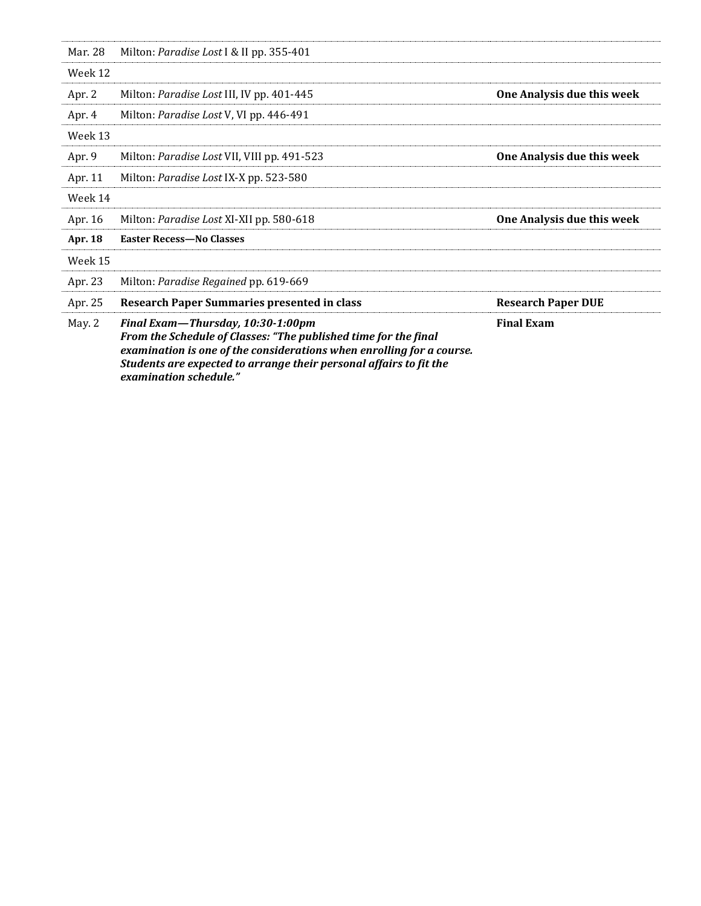| | | |
|---|---|---|
| Mar. 28 | Milton: *Paradise Lost* I & II pp. 355-401 | |
| Week 12 | | |
| Apr. 2 | Milton: *Paradise Lost* III, IV pp. 401-445 | **One Analysis due this week** |
| Apr. 4 | Milton: *Paradise Lost* V, VI pp. 446-491 | |
| Week 13 | | |
| Apr. 9 | Milton: *Paradise Lost* VII, VIII pp. 491-523 | **One Analysis due this week** |
| Apr. 11 | Milton: *Paradise Lost* IX-X pp. 523-580 | |
| Week 14 | | |
| Apr. 16 | Milton: *Paradise Lost* XI-XII pp. 580-618 | **One Analysis due this week** |
| **Apr. 18** | **Easter Recess—No Classes** | |
| Week 15 | | |
| Apr. 23 | Milton: *Paradise Regained* pp. 619-669 | |
| Apr. 25 | **Research Paper Summaries presented in class** | **Research Paper DUE** |
| May. 2 | ***Final Exam—Thursday, 10:30-1:00pm*** ***From the Schedule of Classes: "The published time for the final examination is one of the considerations when enrolling for a course. Students are expected to arrange their personal affairs to fit the examination schedule."*** | **Final Exam** |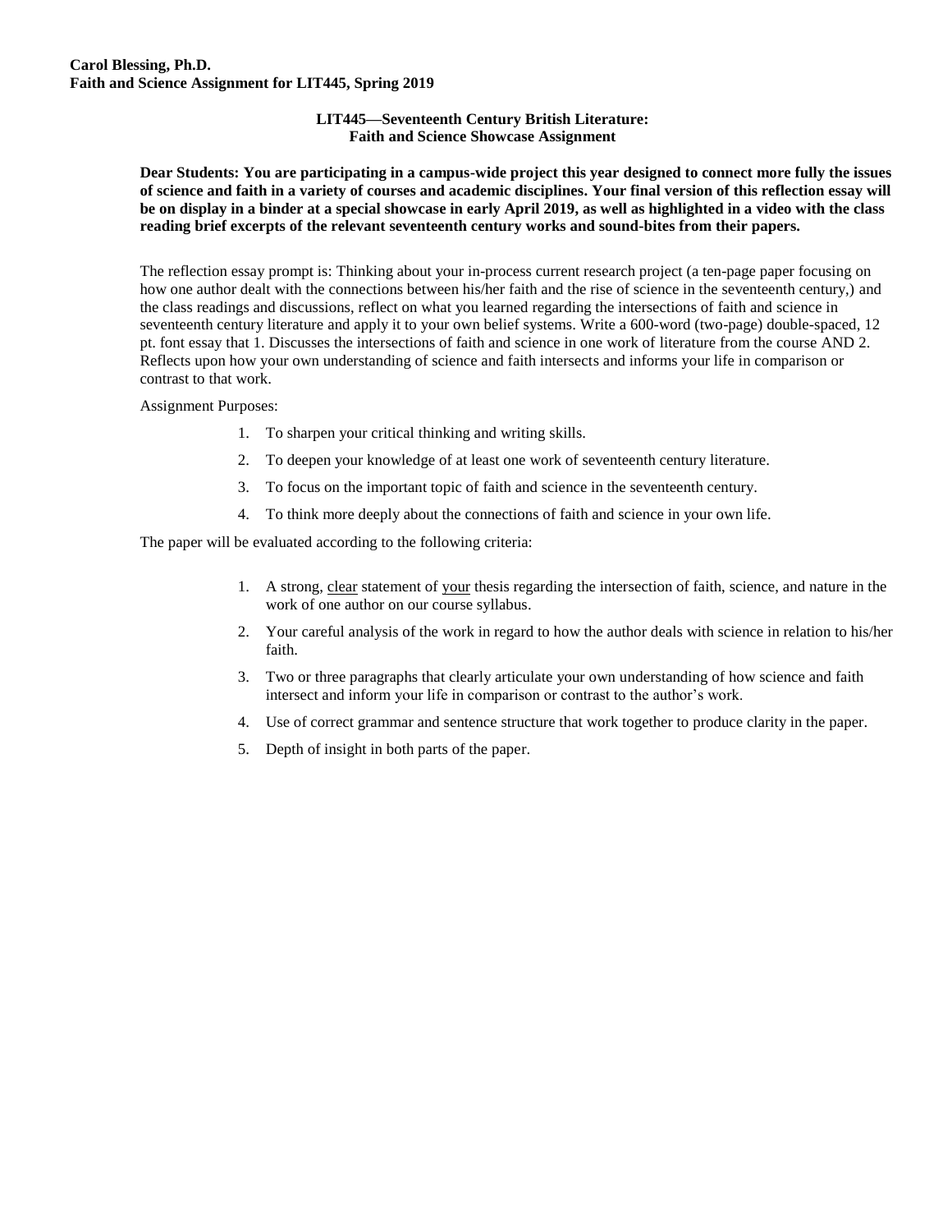**Carol Blessing, Ph.D.**
**Faith and Science Assignment for LIT445, Spring 2019**

**LIT445—Seventeenth Century British Literature:**
**Faith and Science Showcase Assignment**

**Dear Students: You are participating in a campus-wide project this year designed to connect more fully the issues of science and faith in a variety of courses and academic disciplines. Your final version of this reflection essay will be on display in a binder at a special showcase in early April 2019, as well as highlighted in a video with the class reading brief excerpts of the relevant seventeenth century works and sound-bites from their papers.**

The reflection essay prompt is: Thinking about your in-process current research project (a ten-page paper focusing on how one author dealt with the connections between his/her faith and the rise of science in the seventeenth century,) and the class readings and discussions, reflect on what you learned regarding the intersections of faith and science in seventeenth century literature and apply it to your own belief systems. Write a 600-word (two-page) double-spaced, 12 pt. font essay that 1. Discusses the intersections of faith and science in one work of literature from the course AND 2. Reflects upon how your own understanding of science and faith intersects and informs your life in comparison or contrast to that work.

Assignment Purposes:

1. To sharpen your critical thinking and writing skills.
2. To deepen your knowledge of at least one work of seventeenth century literature.
3. To focus on the important topic of faith and science in the seventeenth century.
4. To think more deeply about the connections of faith and science in your own life.

The paper will be evaluated according to the following criteria:

1. A strong, clear statement of your thesis regarding the intersection of faith, science, and nature in the work of one author on our course syllabus.
2. Your careful analysis of the work in regard to how the author deals with science in relation to his/her faith.
3. Two or three paragraphs that clearly articulate your own understanding of how science and faith intersect and inform your life in comparison or contrast to the author's work.
4. Use of correct grammar and sentence structure that work together to produce clarity in the paper.
5. Depth of insight in both parts of the paper.